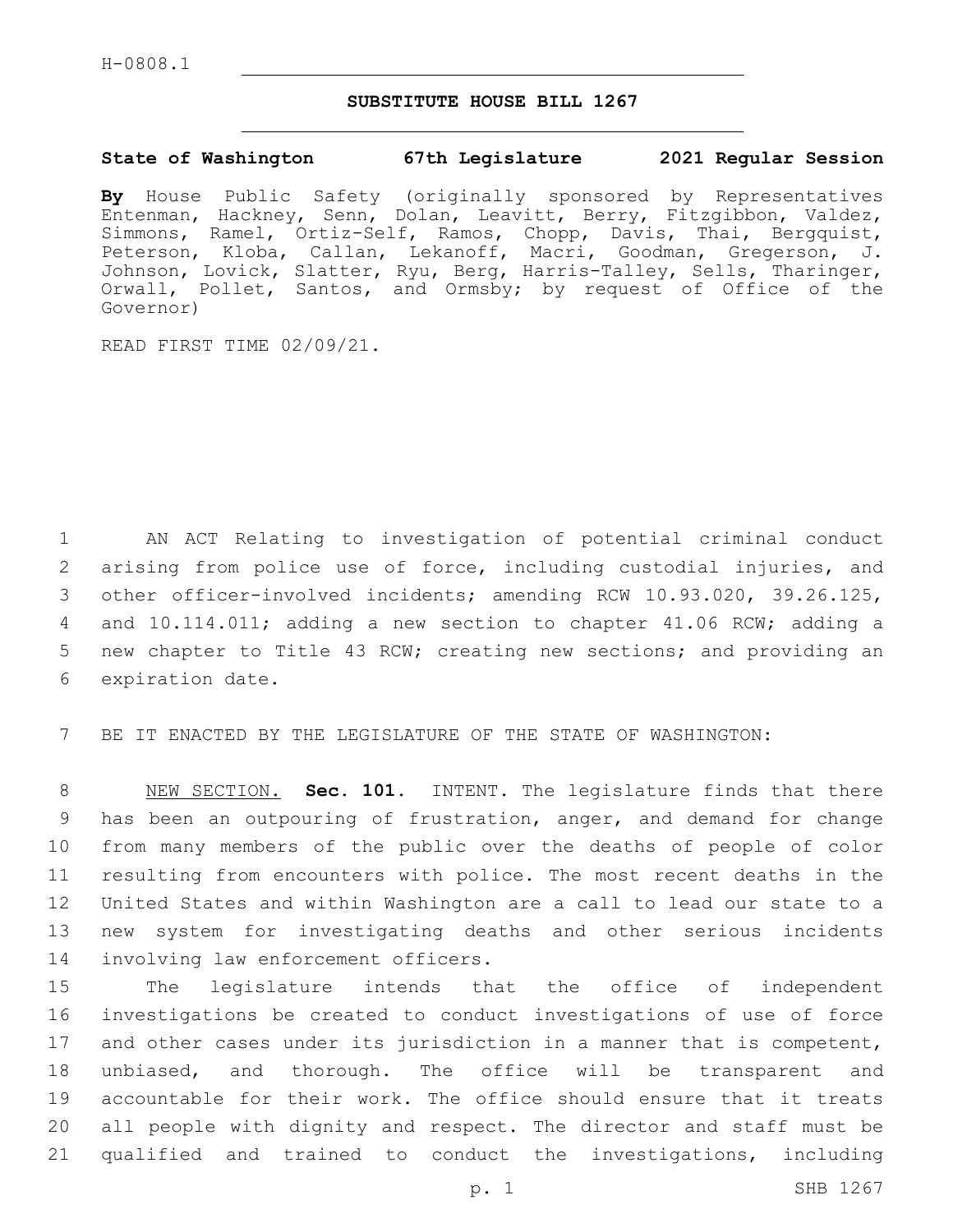H-0808.1

## SUBSTITUTE HOUSE BILL 1267

**State of Washington 67th Legislature 2021 Regular Session**

**By** House Public Safety (originally sponsored by Representatives Entenman, Hackney, Senn, Dolan, Leavitt, Berry, Fitzgibbon, Valdez, Simmons, Ramel, Ortiz-Self, Ramos, Chopp, Davis, Thai, Bergquist, Peterson, Kloba, Callan, Lekanoff, Macri, Goodman, Gregerson, J. Johnson, Lovick, Slatter, Ryu, Berg, Harris-Talley, Sells, Tharinger, Orwall, Pollet, Santos, and Ormsby; by request of Office of the Governor)

READ FIRST TIME 02/09/21.

1 AN ACT Relating to investigation of potential criminal conduct
2 arising from police use of force, including custodial injuries, and
3 other officer-involved incidents; amending RCW 10.93.020, 39.26.125,
4 and 10.114.011; adding a new section to chapter 41.06 RCW; adding a
5 new chapter to Title 43 RCW; creating new sections; and providing an
6 expiration date.

7 BE IT ENACTED BY THE LEGISLATURE OF THE STATE OF WASHINGTON:

8 NEW SECTION. **Sec. 101.** INTENT. The legislature finds that there
9 has been an outpouring of frustration, anger, and demand for change
10 from many members of the public over the deaths of people of color
11 resulting from encounters with police. The most recent deaths in the
12 United States and within Washington are a call to lead our state to a
13 new system for investigating deaths and other serious incidents
14 involving law enforcement officers.

15 The legislature intends that the office of independent
16 investigations be created to conduct investigations of use of force
17 and other cases under its jurisdiction in a manner that is competent,
18 unbiased, and thorough. The office will be transparent and
19 accountable for their work. The office should ensure that it treats
20 all people with dignity and respect. The director and staff must be
21 qualified and trained to conduct the investigations, including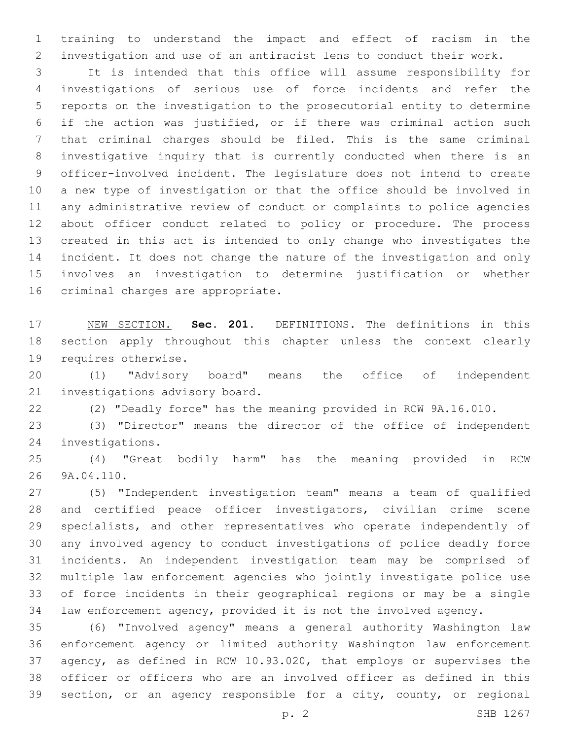training to understand the impact and effect of racism in the investigation and use of an antiracist lens to conduct their work.

It is intended that this office will assume responsibility for investigations of serious use of force incidents and refer the reports on the investigation to the prosecutorial entity to determine if the action was justified, or if there was criminal action such that criminal charges should be filed. This is the same criminal investigative inquiry that is currently conducted when there is an officer-involved incident. The legislature does not intend to create a new type of investigation or that the office should be involved in any administrative review of conduct or complaints to police agencies about officer conduct related to policy or procedure. The process created in this act is intended to only change who investigates the incident. It does not change the nature of the investigation and only involves an investigation to determine justification or whether criminal charges are appropriate.

NEW SECTION. **Sec. 201.** DEFINITIONS. The definitions in this section apply throughout this chapter unless the context clearly requires otherwise.

(1) "Advisory board" means the office of independent investigations advisory board.

(2) "Deadly force" has the meaning provided in RCW 9A.16.010.

(3) "Director" means the director of the office of independent investigations.

(4) "Great bodily harm" has the meaning provided in RCW 9A.04.110.

(5) "Independent investigation team" means a team of qualified and certified peace officer investigators, civilian crime scene specialists, and other representatives who operate independently of any involved agency to conduct investigations of police deadly force incidents. An independent investigation team may be comprised of multiple law enforcement agencies who jointly investigate police use of force incidents in their geographical regions or may be a single law enforcement agency, provided it is not the involved agency.

(6) "Involved agency" means a general authority Washington law enforcement agency or limited authority Washington law enforcement agency, as defined in RCW 10.93.020, that employs or supervises the officer or officers who are an involved officer as defined in this section, or an agency responsible for a city, county, or regional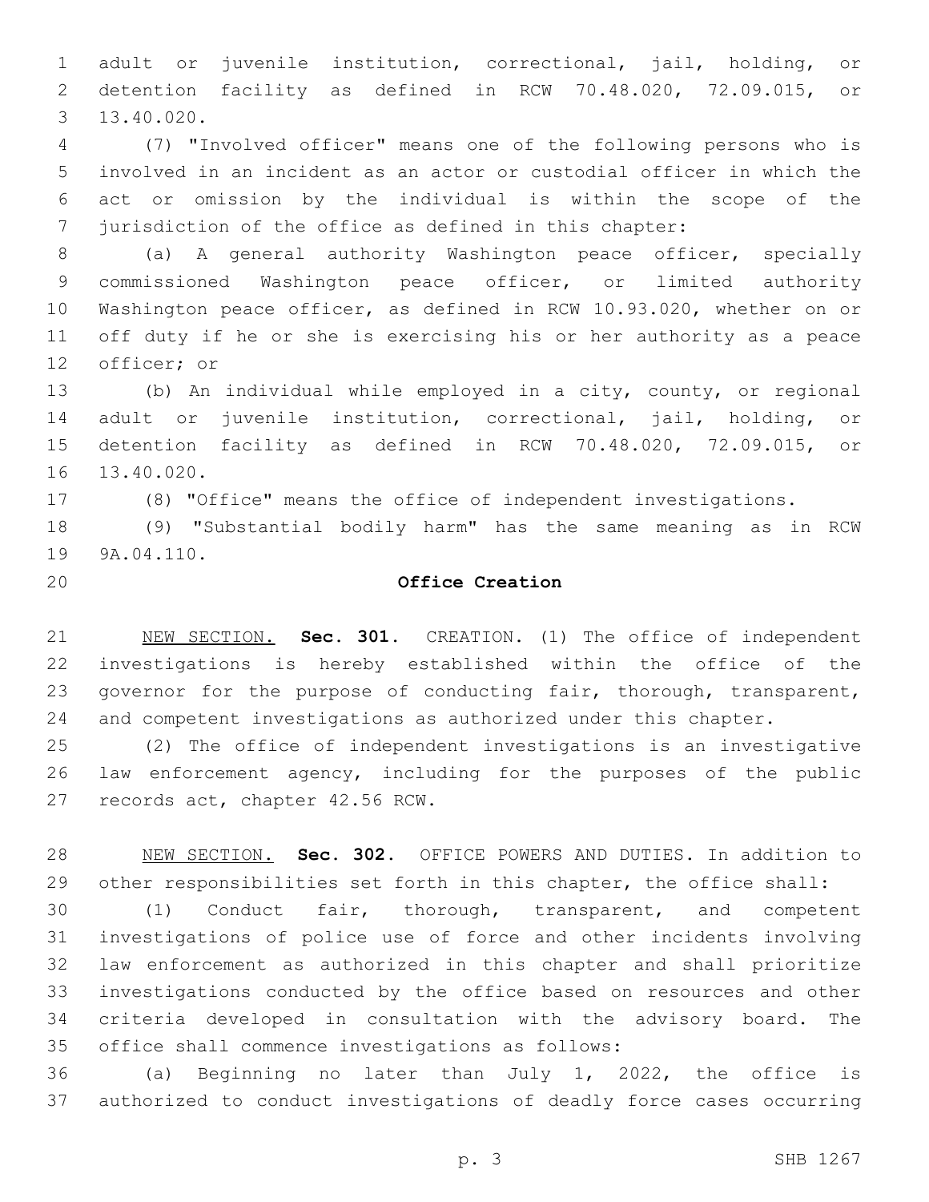adult or juvenile institution, correctional, jail, holding, or detention facility as defined in RCW 70.48.020, 72.09.015, or 13.40.020.

(7) "Involved officer" means one of the following persons who is involved in an incident as an actor or custodial officer in which the act or omission by the individual is within the scope of the jurisdiction of the office as defined in this chapter:

(a) A general authority Washington peace officer, specially commissioned Washington peace officer, or limited authority Washington peace officer, as defined in RCW 10.93.020, whether on or off duty if he or she is exercising his or her authority as a peace officer; or

(b) An individual while employed in a city, county, or regional adult or juvenile institution, correctional, jail, holding, or detention facility as defined in RCW 70.48.020, 72.09.015, or 13.40.020.

(8) "Office" means the office of independent investigations.

(9) "Substantial bodily harm" has the same meaning as in RCW 9A.04.110.

**Office Creation**

NEW SECTION. **Sec. 301.** CREATION. (1) The office of independent investigations is hereby established within the office of the governor for the purpose of conducting fair, thorough, transparent, and competent investigations as authorized under this chapter.

(2) The office of independent investigations is an investigative law enforcement agency, including for the purposes of the public records act, chapter 42.56 RCW.

NEW SECTION. **Sec. 302.** OFFICE POWERS AND DUTIES. In addition to other responsibilities set forth in this chapter, the office shall:

(1) Conduct fair, thorough, transparent, and competent investigations of police use of force and other incidents involving law enforcement as authorized in this chapter and shall prioritize investigations conducted by the office based on resources and other criteria developed in consultation with the advisory board. The office shall commence investigations as follows:

(a) Beginning no later than July 1, 2022, the office is authorized to conduct investigations of deadly force cases occurring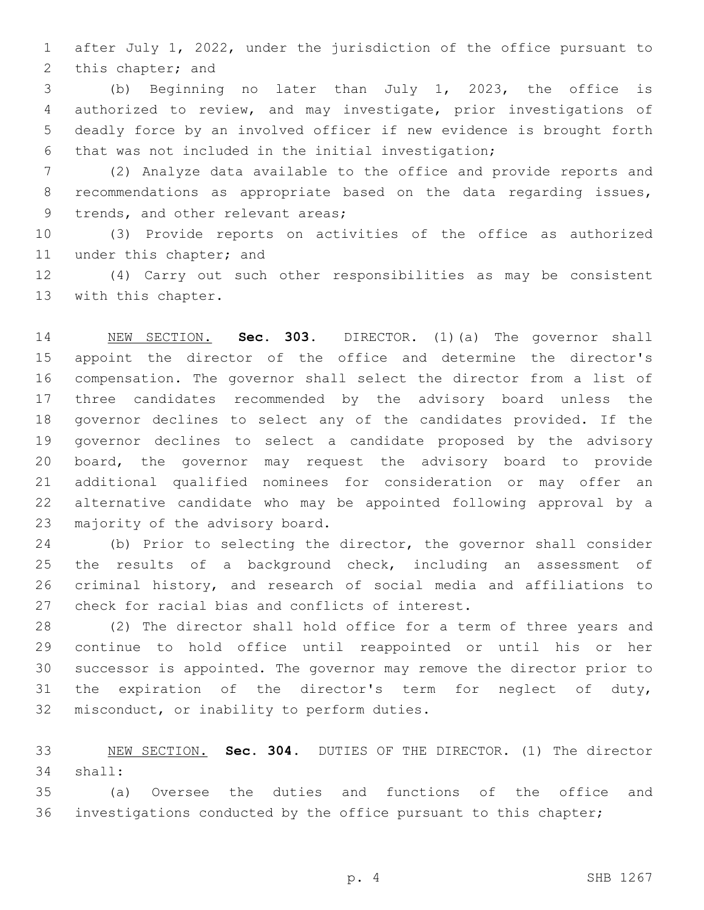after July 1, 2022, under the jurisdiction of the office pursuant to this chapter; and

(b) Beginning no later than July 1, 2023, the office is authorized to review, and may investigate, prior investigations of deadly force by an involved officer if new evidence is brought forth that was not included in the initial investigation;

(2) Analyze data available to the office and provide reports and recommendations as appropriate based on the data regarding issues, trends, and other relevant areas;

(3) Provide reports on activities of the office as authorized under this chapter; and

(4) Carry out such other responsibilities as may be consistent with this chapter.

NEW SECTION. **Sec. 303.** DIRECTOR. (1)(a) The governor shall appoint the director of the office and determine the director's compensation. The governor shall select the director from a list of three candidates recommended by the advisory board unless the governor declines to select any of the candidates provided. If the governor declines to select a candidate proposed by the advisory board, the governor may request the advisory board to provide additional qualified nominees for consideration or may offer an alternative candidate who may be appointed following approval by a majority of the advisory board.

(b) Prior to selecting the director, the governor shall consider the results of a background check, including an assessment of criminal history, and research of social media and affiliations to check for racial bias and conflicts of interest.

(2) The director shall hold office for a term of three years and continue to hold office until reappointed or until his or her successor is appointed. The governor may remove the director prior to the expiration of the director's term for neglect of duty, misconduct, or inability to perform duties.

NEW SECTION. **Sec. 304.** DUTIES OF THE DIRECTOR. (1) The director shall:

(a) Oversee the duties and functions of the office and investigations conducted by the office pursuant to this chapter;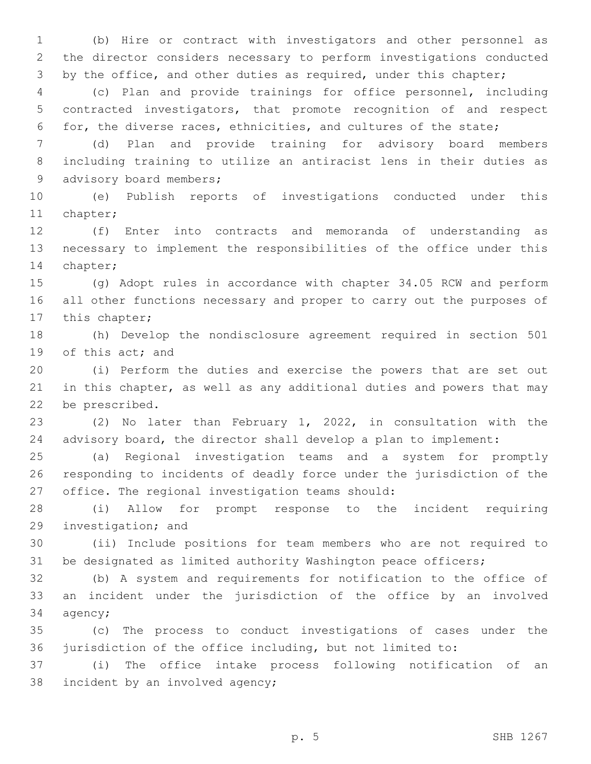(b) Hire or contract with investigators and other personnel as the director considers necessary to perform investigations conducted by the office, and other duties as required, under this chapter;

(c) Plan and provide trainings for office personnel, including contracted investigators, that promote recognition of and respect for, the diverse races, ethnicities, and cultures of the state;

(d) Plan and provide training for advisory board members including training to utilize an antiracist lens in their duties as advisory board members;

(e) Publish reports of investigations conducted under this chapter;

(f) Enter into contracts and memoranda of understanding as necessary to implement the responsibilities of the office under this chapter;

(g) Adopt rules in accordance with chapter 34.05 RCW and perform all other functions necessary and proper to carry out the purposes of this chapter;

(h) Develop the nondisclosure agreement required in section 501 of this act; and

(i) Perform the duties and exercise the powers that are set out in this chapter, as well as any additional duties and powers that may be prescribed.

(2) No later than February 1, 2022, in consultation with the advisory board, the director shall develop a plan to implement:

(a) Regional investigation teams and a system for promptly responding to incidents of deadly force under the jurisdiction of the office. The regional investigation teams should:

(i) Allow for prompt response to the incident requiring investigation; and

(ii) Include positions for team members who are not required to be designated as limited authority Washington peace officers;

(b) A system and requirements for notification to the office of an incident under the jurisdiction of the office by an involved agency;

(c) The process to conduct investigations of cases under the jurisdiction of the office including, but not limited to:

(i) The office intake process following notification of an incident by an involved agency;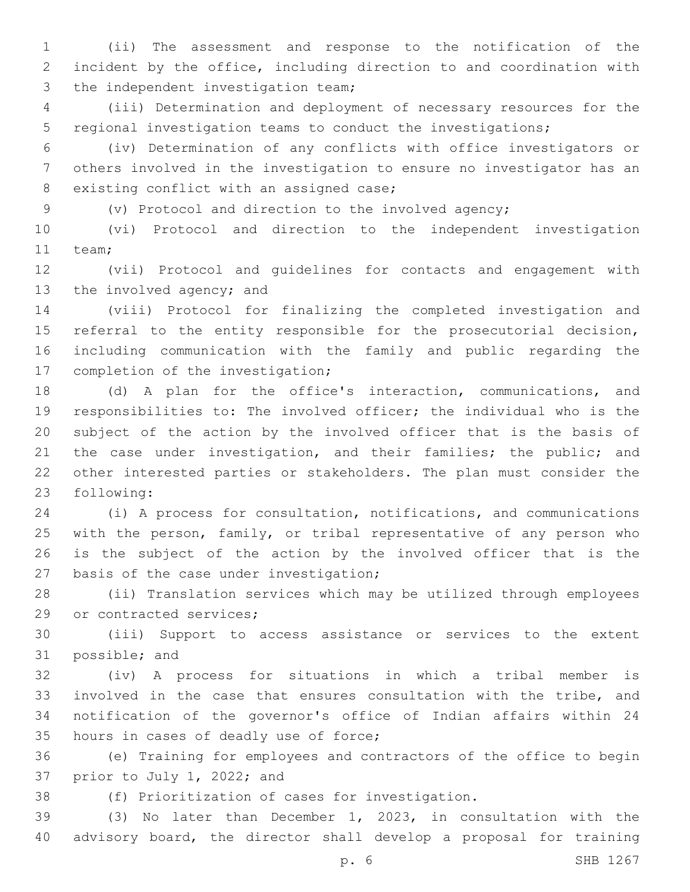(ii) The assessment and response to the notification of the incident by the office, including direction to and coordination with the independent investigation team;

(iii) Determination and deployment of necessary resources for the regional investigation teams to conduct the investigations;

(iv) Determination of any conflicts with office investigators or others involved in the investigation to ensure no investigator has an existing conflict with an assigned case;

(v) Protocol and direction to the involved agency;

(vi) Protocol and direction to the independent investigation team;

(vii) Protocol and guidelines for contacts and engagement with the involved agency; and

(viii) Protocol for finalizing the completed investigation and referral to the entity responsible for the prosecutorial decision, including communication with the family and public regarding the completion of the investigation;

(d) A plan for the office's interaction, communications, and responsibilities to: The involved officer; the individual who is the subject of the action by the involved officer that is the basis of the case under investigation, and their families; the public; and other interested parties or stakeholders. The plan must consider the following:

(i) A process for consultation, notifications, and communications with the person, family, or tribal representative of any person who is the subject of the action by the involved officer that is the basis of the case under investigation;

(ii) Translation services which may be utilized through employees or contracted services;

(iii) Support to access assistance or services to the extent possible; and

(iv) A process for situations in which a tribal member is involved in the case that ensures consultation with the tribe, and notification of the governor's office of Indian affairs within 24 hours in cases of deadly use of force;

(e) Training for employees and contractors of the office to begin prior to July 1, 2022; and

(f) Prioritization of cases for investigation.

(3) No later than December 1, 2023, in consultation with the advisory board, the director shall develop a proposal for training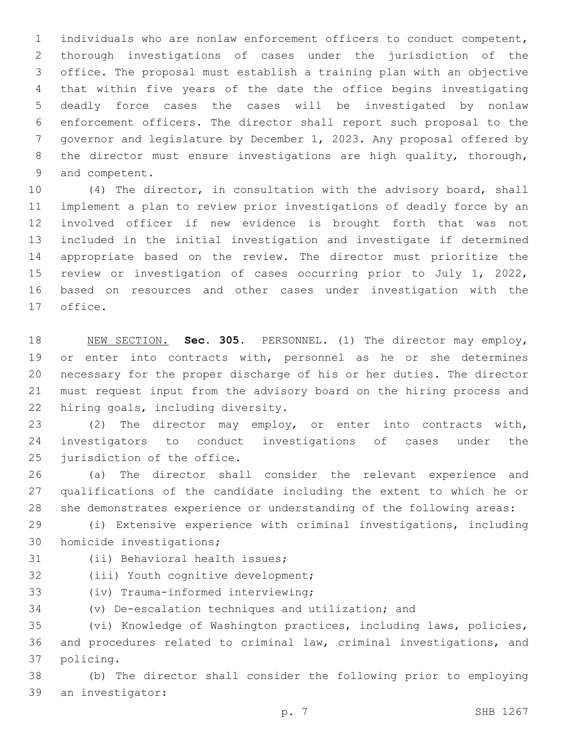individuals who are nonlaw enforcement officers to conduct competent, thorough investigations of cases under the jurisdiction of the office. The proposal must establish a training plan with an objective that within five years of the date the office begins investigating deadly force cases the cases will be investigated by nonlaw enforcement officers. The director shall report such proposal to the governor and legislature by December 1, 2023. Any proposal offered by the director must ensure investigations are high quality, thorough, and competent.

(4) The director, in consultation with the advisory board, shall implement a plan to review prior investigations of deadly force by an involved officer if new evidence is brought forth that was not included in the initial investigation and investigate if determined appropriate based on the review. The director must prioritize the review or investigation of cases occurring prior to July 1, 2022, based on resources and other cases under investigation with the office.

NEW SECTION. **Sec. 305.** PERSONNEL. (1) The director may employ, or enter into contracts with, personnel as he or she determines necessary for the proper discharge of his or her duties. The director must request input from the advisory board on the hiring process and hiring goals, including diversity.

(2) The director may employ, or enter into contracts with, investigators to conduct investigations of cases under the jurisdiction of the office.

(a) The director shall consider the relevant experience and qualifications of the candidate including the extent to which he or she demonstrates experience or understanding of the following areas:

(i) Extensive experience with criminal investigations, including homicide investigations;

(ii) Behavioral health issues;

(iii) Youth cognitive development;

(iv) Trauma-informed interviewing;

(v) De-escalation techniques and utilization; and

(vi) Knowledge of Washington practices, including laws, policies, and procedures related to criminal law, criminal investigations, and policing.

(b) The director shall consider the following prior to employing an investigator: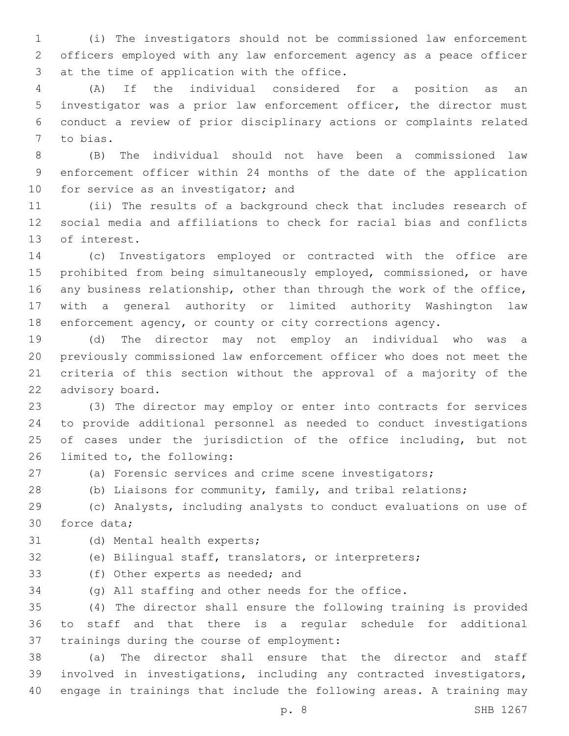(i) The investigators should not be commissioned law enforcement officers employed with any law enforcement agency as a peace officer at the time of application with the office.

(A) If the individual considered for a position as an investigator was a prior law enforcement officer, the director must conduct a review of prior disciplinary actions or complaints related to bias.

(B) The individual should not have been a commissioned law enforcement officer within 24 months of the date of the application for service as an investigator; and

(ii) The results of a background check that includes research of social media and affiliations to check for racial bias and conflicts of interest.

(c) Investigators employed or contracted with the office are prohibited from being simultaneously employed, commissioned, or have any business relationship, other than through the work of the office, with a general authority or limited authority Washington law enforcement agency, or county or city corrections agency.

(d) The director may not employ an individual who was a previously commissioned law enforcement officer who does not meet the criteria of this section without the approval of a majority of the advisory board.

(3) The director may employ or enter into contracts for services to provide additional personnel as needed to conduct investigations of cases under the jurisdiction of the office including, but not limited to, the following:

(a) Forensic services and crime scene investigators;

(b) Liaisons for community, family, and tribal relations;

(c) Analysts, including analysts to conduct evaluations on use of force data;

(d) Mental health experts;

(e) Bilingual staff, translators, or interpreters;

(f) Other experts as needed; and

(g) All staffing and other needs for the office.

(4) The director shall ensure the following training is provided to staff and that there is a regular schedule for additional trainings during the course of employment:

(a) The director shall ensure that the director and staff involved in investigations, including any contracted investigators, engage in trainings that include the following areas. A training may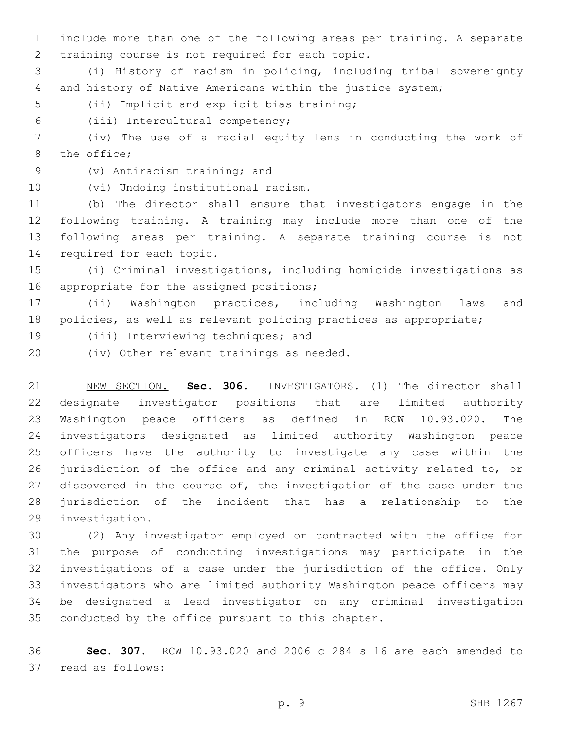include more than one of the following areas per training. A separate training course is not required for each topic.

(i) History of racism in policing, including tribal sovereignty and history of Native Americans within the justice system;

(ii) Implicit and explicit bias training;

(iii) Intercultural competency;

(iv) The use of a racial equity lens in conducting the work of the office;

(v) Antiracism training; and

(vi) Undoing institutional racism.

(b) The director shall ensure that investigators engage in the following training. A training may include more than one of the following areas per training. A separate training course is not required for each topic.

(i) Criminal investigations, including homicide investigations as appropriate for the assigned positions;

(ii) Washington practices, including Washington laws and policies, as well as relevant policing practices as appropriate;

(iii) Interviewing techniques; and

(iv) Other relevant trainings as needed.

NEW SECTION. **Sec. 306.** INVESTIGATORS. (1) The director shall designate investigator positions that are limited authority Washington peace officers as defined in RCW 10.93.020. The investigators designated as limited authority Washington peace officers have the authority to investigate any case within the jurisdiction of the office and any criminal activity related to, or discovered in the course of, the investigation of the case under the jurisdiction of the incident that has a relationship to the investigation.

(2) Any investigator employed or contracted with the office for the purpose of conducting investigations may participate in the investigations of a case under the jurisdiction of the office. Only investigators who are limited authority Washington peace officers may be designated a lead investigator on any criminal investigation conducted by the office pursuant to this chapter.

**Sec. 307.** RCW 10.93.020 and 2006 c 284 s 16 are each amended to read as follows: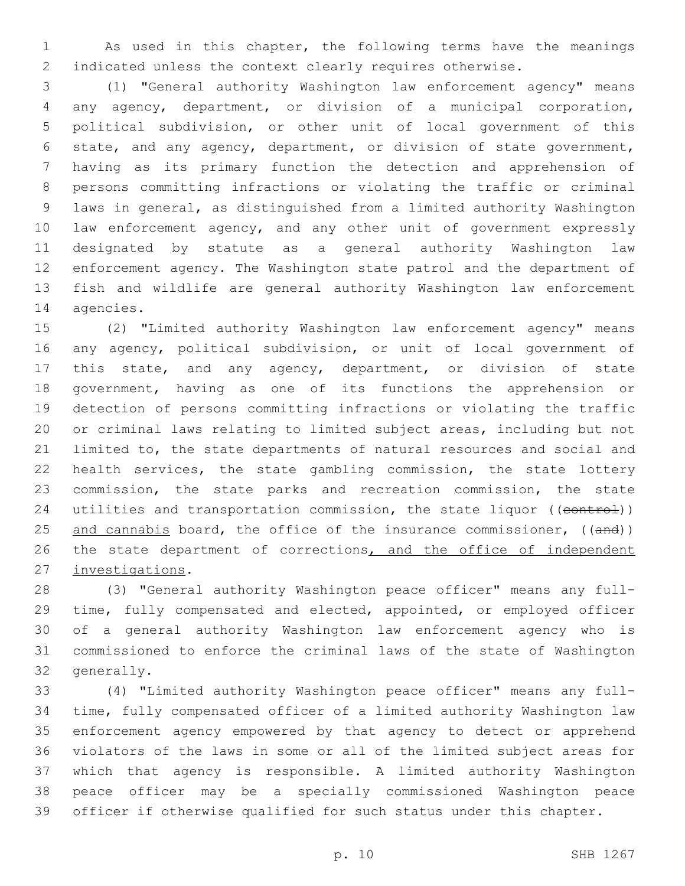As used in this chapter, the following terms have the meanings indicated unless the context clearly requires otherwise.

(1) "General authority Washington law enforcement agency" means any agency, department, or division of a municipal corporation, political subdivision, or other unit of local government of this state, and any agency, department, or division of state government, having as its primary function the detection and apprehension of persons committing infractions or violating the traffic or criminal laws in general, as distinguished from a limited authority Washington law enforcement agency, and any other unit of government expressly designated by statute as a general authority Washington law enforcement agency. The Washington state patrol and the department of fish and wildlife are general authority Washington law enforcement agencies.

(2) "Limited authority Washington law enforcement agency" means any agency, political subdivision, or unit of local government of this state, and any agency, department, or division of state government, having as one of its functions the apprehension or detection of persons committing infractions or violating the traffic or criminal laws relating to limited subject areas, including but not limited to, the state departments of natural resources and social and health services, the state gambling commission, the state lottery commission, the state parks and recreation commission, the state utilities and transportation commission, the state liquor ((~~control~~)) <u>and cannabis</u> board, the office of the insurance commissioner, ((~~and~~)) the state department of corrections<u>, and the office of independent investigations</u>.

(3) "General authority Washington peace officer" means any full-time, fully compensated and elected, appointed, or employed officer of a general authority Washington law enforcement agency who is commissioned to enforce the criminal laws of the state of Washington generally.

(4) "Limited authority Washington peace officer" means any full-time, fully compensated officer of a limited authority Washington law enforcement agency empowered by that agency to detect or apprehend violators of the laws in some or all of the limited subject areas for which that agency is responsible. A limited authority Washington peace officer may be a specially commissioned Washington peace officer if otherwise qualified for such status under this chapter.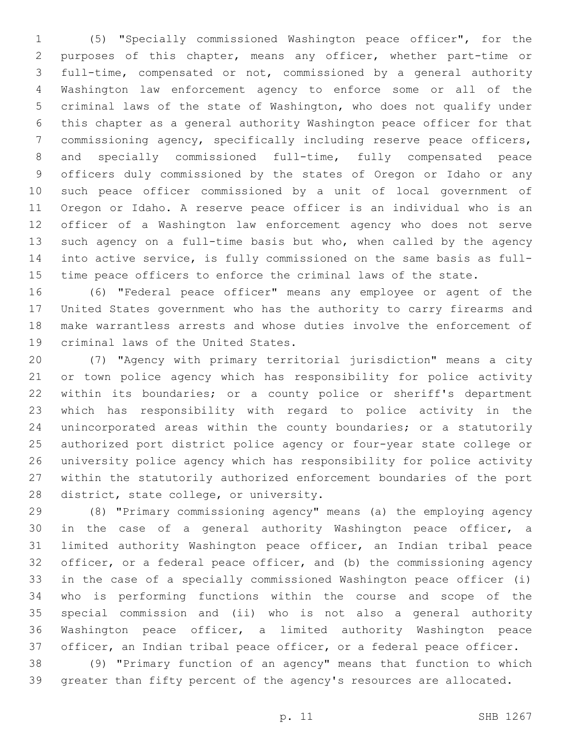(5) "Specially commissioned Washington peace officer", for the purposes of this chapter, means any officer, whether part-time or full-time, compensated or not, commissioned by a general authority Washington law enforcement agency to enforce some or all of the criminal laws of the state of Washington, who does not qualify under this chapter as a general authority Washington peace officer for that commissioning agency, specifically including reserve peace officers, and specially commissioned full-time, fully compensated peace officers duly commissioned by the states of Oregon or Idaho or any such peace officer commissioned by a unit of local government of Oregon or Idaho. A reserve peace officer is an individual who is an officer of a Washington law enforcement agency who does not serve such agency on a full-time basis but who, when called by the agency into active service, is fully commissioned on the same basis as full-time peace officers to enforce the criminal laws of the state.

(6) "Federal peace officer" means any employee or agent of the United States government who has the authority to carry firearms and make warrantless arrests and whose duties involve the enforcement of criminal laws of the United States.

(7) "Agency with primary territorial jurisdiction" means a city or town police agency which has responsibility for police activity within its boundaries; or a county police or sheriff's department which has responsibility with regard to police activity in the unincorporated areas within the county boundaries; or a statutorily authorized port district police agency or four-year state college or university police agency which has responsibility for police activity within the statutorily authorized enforcement boundaries of the port district, state college, or university.

(8) "Primary commissioning agency" means (a) the employing agency in the case of a general authority Washington peace officer, a limited authority Washington peace officer, an Indian tribal peace officer, or a federal peace officer, and (b) the commissioning agency in the case of a specially commissioned Washington peace officer (i) who is performing functions within the course and scope of the special commission and (ii) who is not also a general authority Washington peace officer, a limited authority Washington peace officer, an Indian tribal peace officer, or a federal peace officer.

(9) "Primary function of an agency" means that function to which greater than fifty percent of the agency's resources are allocated.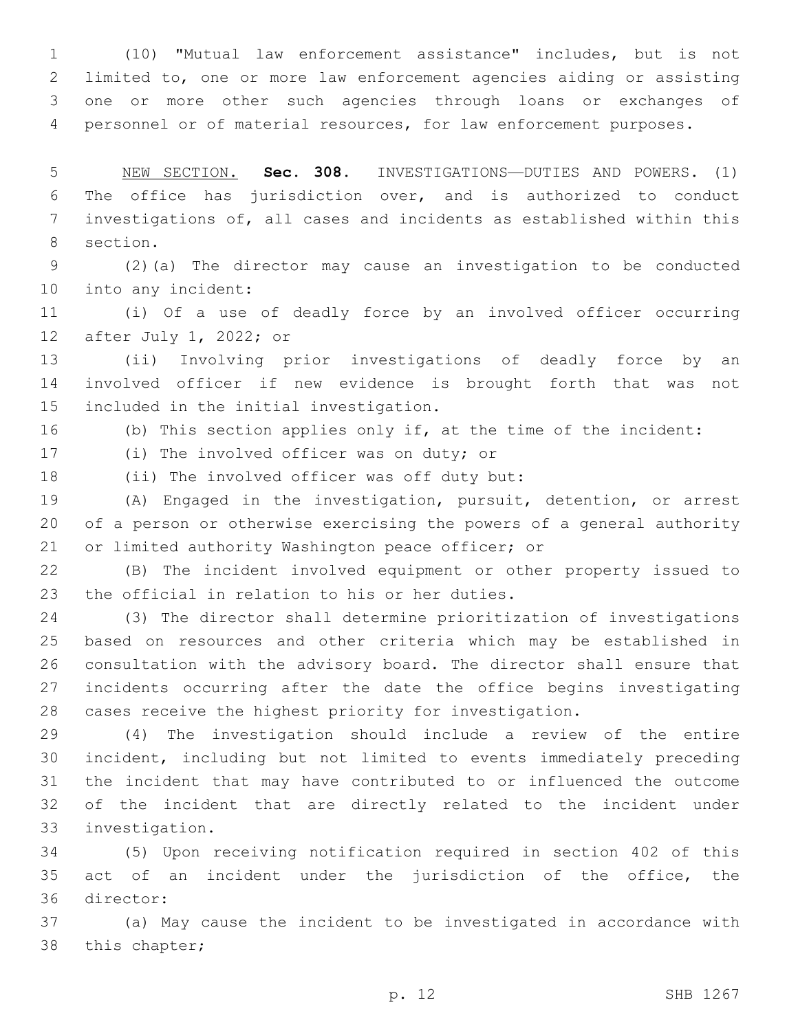(10) "Mutual law enforcement assistance" includes, but is not limited to, one or more law enforcement agencies aiding or assisting one or more other such agencies through loans or exchanges of personnel or of material resources, for law enforcement purposes.

NEW SECTION. **Sec. 308.** INVESTIGATIONS—DUTIES AND POWERS. (1) The office has jurisdiction over, and is authorized to conduct investigations of, all cases and incidents as established within this section.

(2)(a) The director may cause an investigation to be conducted into any incident:

(i) Of a use of deadly force by an involved officer occurring after July 1, 2022; or

(ii) Involving prior investigations of deadly force by an involved officer if new evidence is brought forth that was not included in the initial investigation.

(b) This section applies only if, at the time of the incident:

(i) The involved officer was on duty; or

(ii) The involved officer was off duty but:

(A) Engaged in the investigation, pursuit, detention, or arrest of a person or otherwise exercising the powers of a general authority or limited authority Washington peace officer; or

(B) The incident involved equipment or other property issued to the official in relation to his or her duties.

(3) The director shall determine prioritization of investigations based on resources and other criteria which may be established in consultation with the advisory board. The director shall ensure that incidents occurring after the date the office begins investigating cases receive the highest priority for investigation.

(4) The investigation should include a review of the entire incident, including but not limited to events immediately preceding the incident that may have contributed to or influenced the outcome of the incident that are directly related to the incident under investigation.

(5) Upon receiving notification required in section 402 of this act of an incident under the jurisdiction of the office, the director:

(a) May cause the incident to be investigated in accordance with this chapter;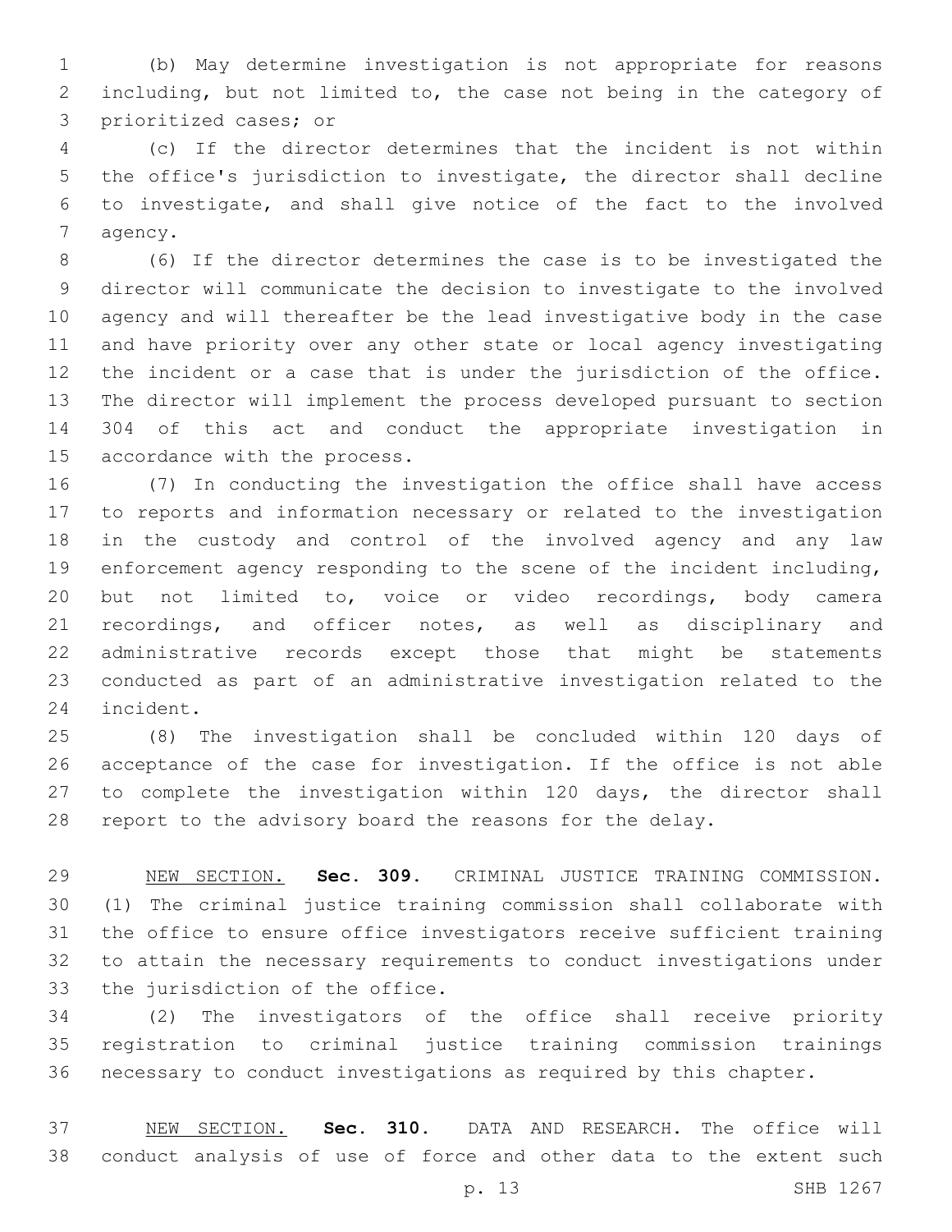(b) May determine investigation is not appropriate for reasons including, but not limited to, the case not being in the category of prioritized cases; or

(c) If the director determines that the incident is not within the office's jurisdiction to investigate, the director shall decline to investigate, and shall give notice of the fact to the involved agency.

(6) If the director determines the case is to be investigated the director will communicate the decision to investigate to the involved agency and will thereafter be the lead investigative body in the case and have priority over any other state or local agency investigating the incident or a case that is under the jurisdiction of the office. The director will implement the process developed pursuant to section 304 of this act and conduct the appropriate investigation in accordance with the process.

(7) In conducting the investigation the office shall have access to reports and information necessary or related to the investigation in the custody and control of the involved agency and any law enforcement agency responding to the scene of the incident including, but not limited to, voice or video recordings, body camera recordings, and officer notes, as well as disciplinary and administrative records except those that might be statements conducted as part of an administrative investigation related to the incident.

(8) The investigation shall be concluded within 120 days of acceptance of the case for investigation. If the office is not able to complete the investigation within 120 days, the director shall report to the advisory board the reasons for the delay.

NEW SECTION. **Sec. 309.** CRIMINAL JUSTICE TRAINING COMMISSION. (1) The criminal justice training commission shall collaborate with the office to ensure office investigators receive sufficient training to attain the necessary requirements to conduct investigations under the jurisdiction of the office.

(2) The investigators of the office shall receive priority registration to criminal justice training commission trainings necessary to conduct investigations as required by this chapter.

NEW SECTION. **Sec. 310.** DATA AND RESEARCH. The office will conduct analysis of use of force and other data to the extent such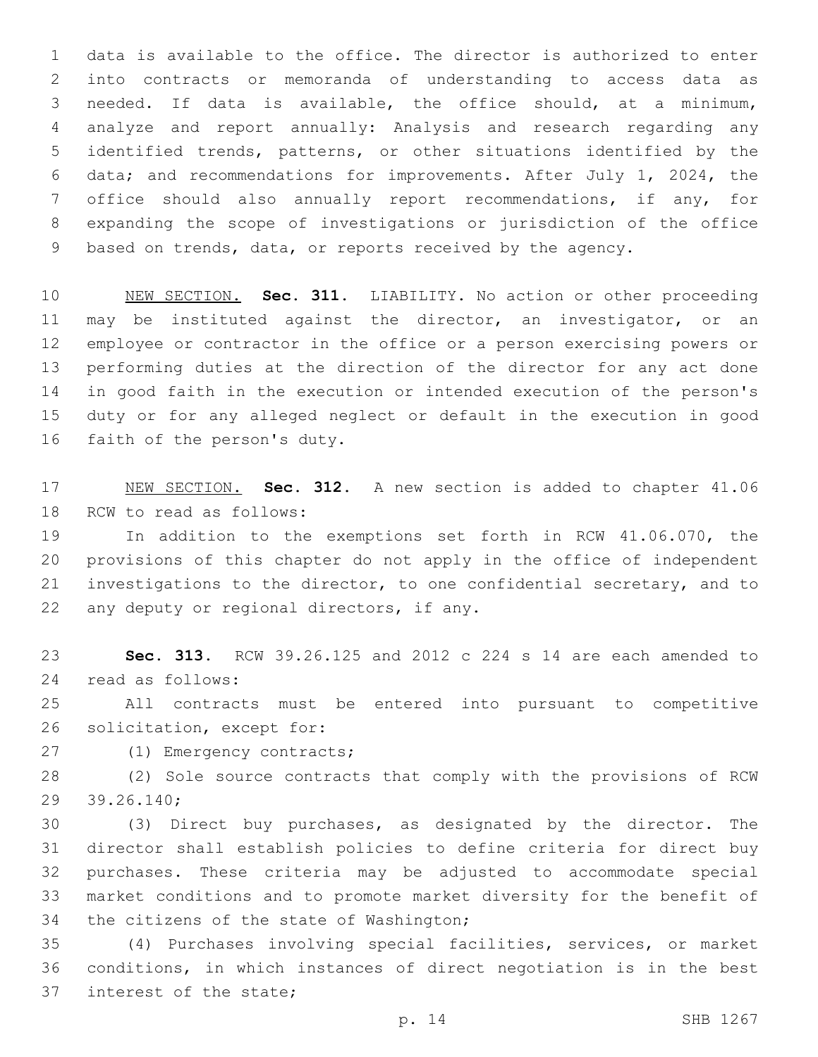data is available to the office. The director is authorized to enter into contracts or memoranda of understanding to access data as needed. If data is available, the office should, at a minimum, analyze and report annually: Analysis and research regarding any identified trends, patterns, or other situations identified by the data; and recommendations for improvements. After July 1, 2024, the office should also annually report recommendations, if any, for expanding the scope of investigations or jurisdiction of the office based on trends, data, or reports received by the agency.

NEW SECTION. **Sec. 311.** LIABILITY. No action or other proceeding may be instituted against the director, an investigator, or an employee or contractor in the office or a person exercising powers or performing duties at the direction of the director for any act done in good faith in the execution or intended execution of the person's duty or for any alleged neglect or default in the execution in good faith of the person's duty.

NEW SECTION. **Sec. 312.** A new section is added to chapter 41.06 RCW to read as follows:

In addition to the exemptions set forth in RCW 41.06.070, the provisions of this chapter do not apply in the office of independent investigations to the director, to one confidential secretary, and to any deputy or regional directors, if any.

**Sec. 313.** RCW 39.26.125 and 2012 c 224 s 14 are each amended to read as follows:

All contracts must be entered into pursuant to competitive solicitation, except for:

(1) Emergency contracts;

(2) Sole source contracts that comply with the provisions of RCW 39.26.140;

(3) Direct buy purchases, as designated by the director. The director shall establish policies to define criteria for direct buy purchases. These criteria may be adjusted to accommodate special market conditions and to promote market diversity for the benefit of the citizens of the state of Washington;

(4) Purchases involving special facilities, services, or market conditions, in which instances of direct negotiation is in the best interest of the state;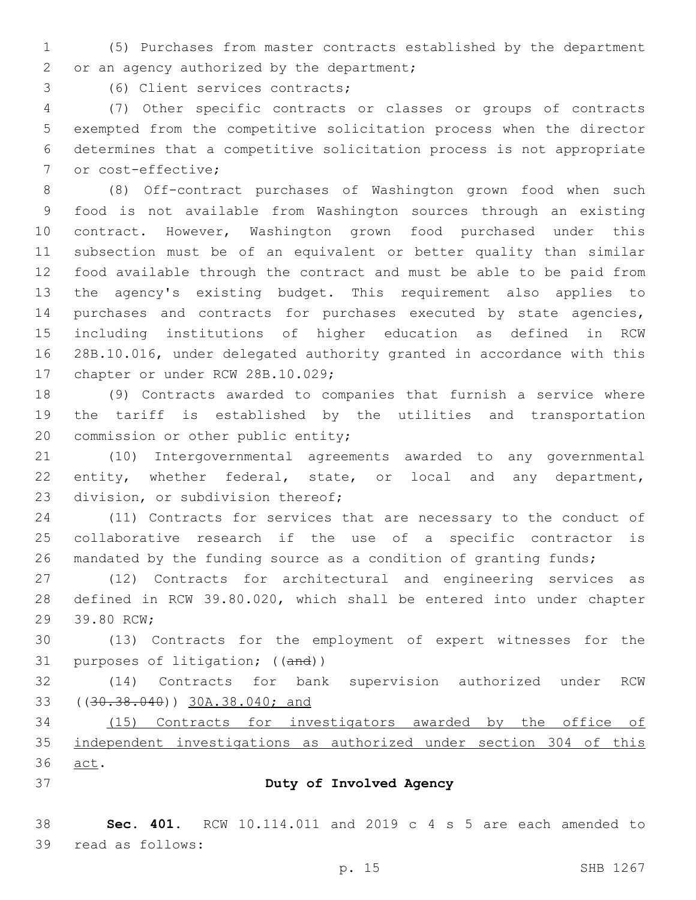(5) Purchases from master contracts established by the department or an agency authorized by the department;

(6) Client services contracts;

(7) Other specific contracts or classes or groups of contracts exempted from the competitive solicitation process when the director determines that a competitive solicitation process is not appropriate or cost-effective;

(8) Off-contract purchases of Washington grown food when such food is not available from Washington sources through an existing contract. However, Washington grown food purchased under this subsection must be of an equivalent or better quality than similar food available through the contract and must be able to be paid from the agency's existing budget. This requirement also applies to purchases and contracts for purchases executed by state agencies, including institutions of higher education as defined in RCW 28B.10.016, under delegated authority granted in accordance with this chapter or under RCW 28B.10.029;

(9) Contracts awarded to companies that furnish a service where the tariff is established by the utilities and transportation commission or other public entity;

(10) Intergovernmental agreements awarded to any governmental entity, whether federal, state, or local and any department, division, or subdivision thereof;

(11) Contracts for services that are necessary to the conduct of collaborative research if the use of a specific contractor is mandated by the funding source as a condition of granting funds;

(12) Contracts for architectural and engineering services as defined in RCW 39.80.020, which shall be entered into under chapter 39.80 RCW;

(13) Contracts for the employment of expert witnesses for the purposes of litigation; ((~~and~~))

(14) Contracts for bank supervision authorized under RCW ((~~30.38.040~~)) <u>30A.38.040; and</u>

<u>(15) Contracts for investigators awarded by the office of independent investigations as authorized under section 304 of this act</u>.

**Duty of Involved Agency**

**Sec. 401.** RCW 10.114.011 and 2019 c 4 s 5 are each amended to read as follows: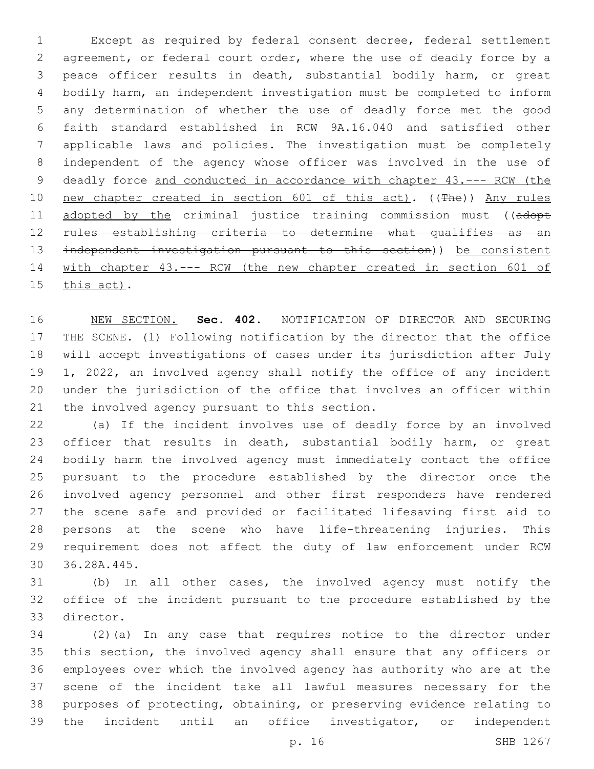Except as required by federal consent decree, federal settlement agreement, or federal court order, where the use of deadly force by a peace officer results in death, substantial bodily harm, or great bodily harm, an independent investigation must be completed to inform any determination of whether the use of deadly force met the good faith standard established in RCW 9A.16.040 and satisfied other applicable laws and policies. The investigation must be completely independent of the agency whose officer was involved in the use of deadly force <u>and conducted in accordance with chapter 43.--- RCW (the new chapter created in section 601 of this act)</u>. ((~~The~~)) <u>Any rules adopted by the</u> criminal justice training commission must ((~~adopt rules establishing criteria to determine what qualifies as an independent investigation pursuant to this section~~)) <u>be consistent with chapter 43.--- RCW (the new chapter created in section 601 of this act)</u>.

<u>NEW SECTION.</u> **Sec. 402.** NOTIFICATION OF DIRECTOR AND SECURING THE SCENE. (1) Following notification by the director that the office will accept investigations of cases under its jurisdiction after July 1, 2022, an involved agency shall notify the office of any incident under the jurisdiction of the office that involves an officer within the involved agency pursuant to this section.

(a) If the incident involves use of deadly force by an involved officer that results in death, substantial bodily harm, or great bodily harm the involved agency must immediately contact the office pursuant to the procedure established by the director once the involved agency personnel and other first responders have rendered the scene safe and provided or facilitated lifesaving first aid to persons at the scene who have life-threatening injuries. This requirement does not affect the duty of law enforcement under RCW 36.28A.445.

(b) In all other cases, the involved agency must notify the office of the incident pursuant to the procedure established by the director.

(2)(a) In any case that requires notice to the director under this section, the involved agency shall ensure that any officers or employees over which the involved agency has authority who are at the scene of the incident take all lawful measures necessary for the purposes of protecting, obtaining, or preserving evidence relating to the incident until an office investigator, or independent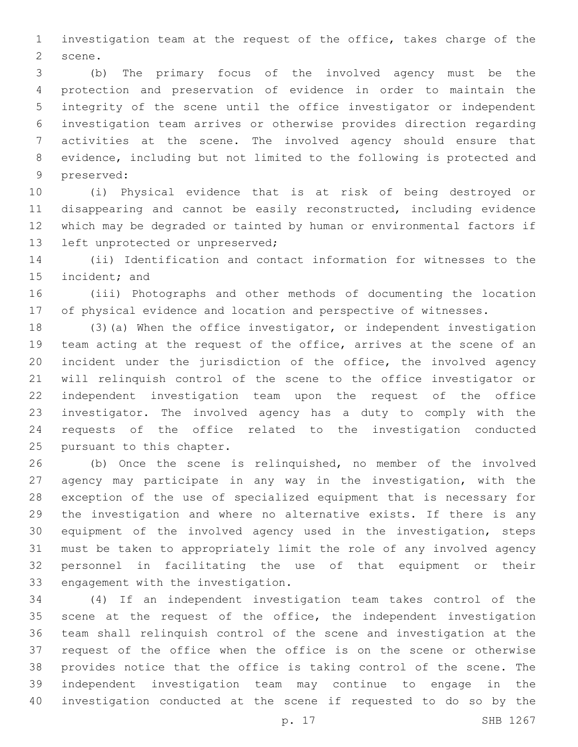investigation team at the request of the office, takes charge of the scene.

(b) The primary focus of the involved agency must be the protection and preservation of evidence in order to maintain the integrity of the scene until the office investigator or independent investigation team arrives or otherwise provides direction regarding activities at the scene. The involved agency should ensure that evidence, including but not limited to the following is protected and preserved:

(i) Physical evidence that is at risk of being destroyed or disappearing and cannot be easily reconstructed, including evidence which may be degraded or tainted by human or environmental factors if left unprotected or unpreserved;

(ii) Identification and contact information for witnesses to the incident; and

(iii) Photographs and other methods of documenting the location of physical evidence and location and perspective of witnesses.

(3)(a) When the office investigator, or independent investigation team acting at the request of the office, arrives at the scene of an incident under the jurisdiction of the office, the involved agency will relinquish control of the scene to the office investigator or independent investigation team upon the request of the office investigator. The involved agency has a duty to comply with the requests of the office related to the investigation conducted pursuant to this chapter.

(b) Once the scene is relinquished, no member of the involved agency may participate in any way in the investigation, with the exception of the use of specialized equipment that is necessary for the investigation and where no alternative exists. If there is any equipment of the involved agency used in the investigation, steps must be taken to appropriately limit the role of any involved agency personnel in facilitating the use of that equipment or their engagement with the investigation.

(4) If an independent investigation team takes control of the scene at the request of the office, the independent investigation team shall relinquish control of the scene and investigation at the request of the office when the office is on the scene or otherwise provides notice that the office is taking control of the scene. The independent investigation team may continue to engage in the investigation conducted at the scene if requested to do so by the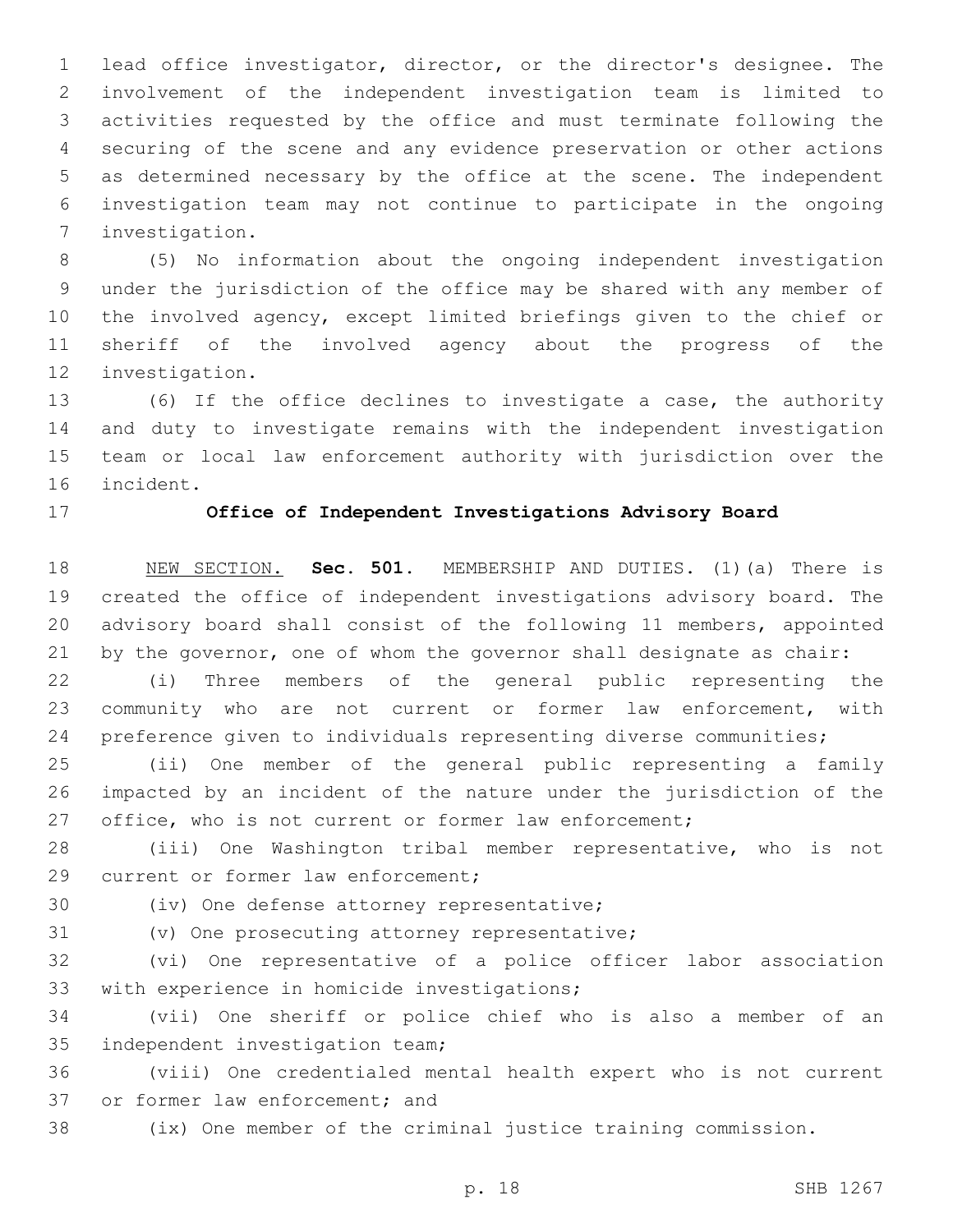lead office investigator, director, or the director's designee. The involvement of the independent investigation team is limited to activities requested by the office and must terminate following the securing of the scene and any evidence preservation or other actions as determined necessary by the office at the scene. The independent investigation team may not continue to participate in the ongoing investigation.

(5) No information about the ongoing independent investigation under the jurisdiction of the office may be shared with any member of the involved agency, except limited briefings given to the chief or sheriff of the involved agency about the progress of the investigation.

(6) If the office declines to investigate a case, the authority and duty to investigate remains with the independent investigation team or local law enforcement authority with jurisdiction over the incident.

### Office of Independent Investigations Advisory Board

NEW SECTION. **Sec. 501.** MEMBERSHIP AND DUTIES. (1)(a) There is created the office of independent investigations advisory board. The advisory board shall consist of the following 11 members, appointed by the governor, one of whom the governor shall designate as chair:

(i) Three members of the general public representing the community who are not current or former law enforcement, with preference given to individuals representing diverse communities;

(ii) One member of the general public representing a family impacted by an incident of the nature under the jurisdiction of the office, who is not current or former law enforcement;

(iii) One Washington tribal member representative, who is not current or former law enforcement;

(iv) One defense attorney representative;

(v) One prosecuting attorney representative;

(vi) One representative of a police officer labor association with experience in homicide investigations;

(vii) One sheriff or police chief who is also a member of an independent investigation team;

(viii) One credentialed mental health expert who is not current or former law enforcement; and

(ix) One member of the criminal justice training commission.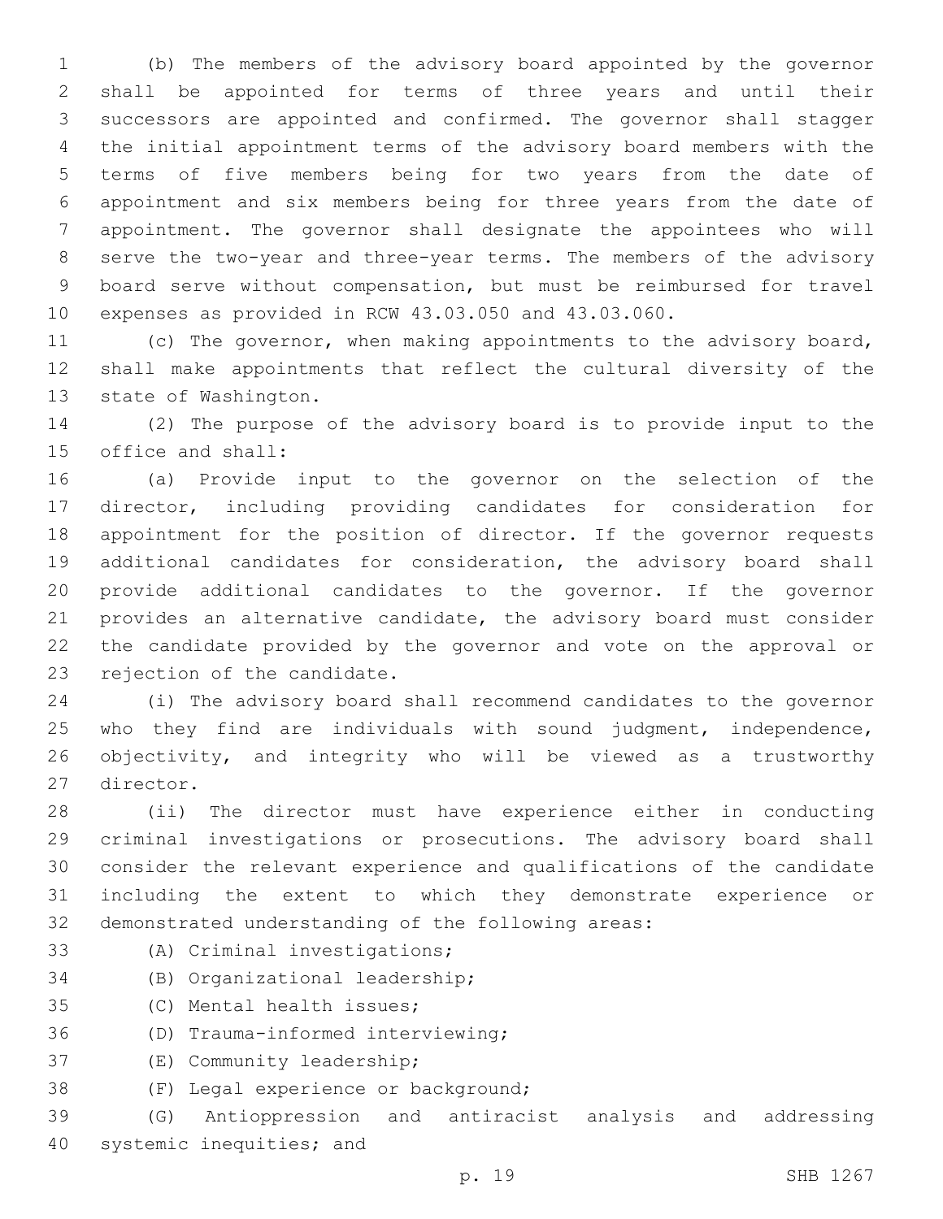(b) The members of the advisory board appointed by the governor shall be appointed for terms of three years and until their successors are appointed and confirmed. The governor shall stagger the initial appointment terms of the advisory board members with the terms of five members being for two years from the date of appointment and six members being for three years from the date of appointment. The governor shall designate the appointees who will serve the two-year and three-year terms. The members of the advisory board serve without compensation, but must be reimbursed for travel expenses as provided in RCW 43.03.050 and 43.03.060.

(c) The governor, when making appointments to the advisory board, shall make appointments that reflect the cultural diversity of the state of Washington.

(2) The purpose of the advisory board is to provide input to the office and shall:

(a) Provide input to the governor on the selection of the director, including providing candidates for consideration for appointment for the position of director. If the governor requests additional candidates for consideration, the advisory board shall provide additional candidates to the governor. If the governor provides an alternative candidate, the advisory board must consider the candidate provided by the governor and vote on the approval or rejection of the candidate.

(i) The advisory board shall recommend candidates to the governor who they find are individuals with sound judgment, independence, objectivity, and integrity who will be viewed as a trustworthy director.

(ii) The director must have experience either in conducting criminal investigations or prosecutions. The advisory board shall consider the relevant experience and qualifications of the candidate including the extent to which they demonstrate experience or demonstrated understanding of the following areas:

(A) Criminal investigations;

(B) Organizational leadership;

(C) Mental health issues;

(D) Trauma-informed interviewing;

(E) Community leadership;

(F) Legal experience or background;

(G) Antioppression and antiracist analysis and addressing systemic inequities; and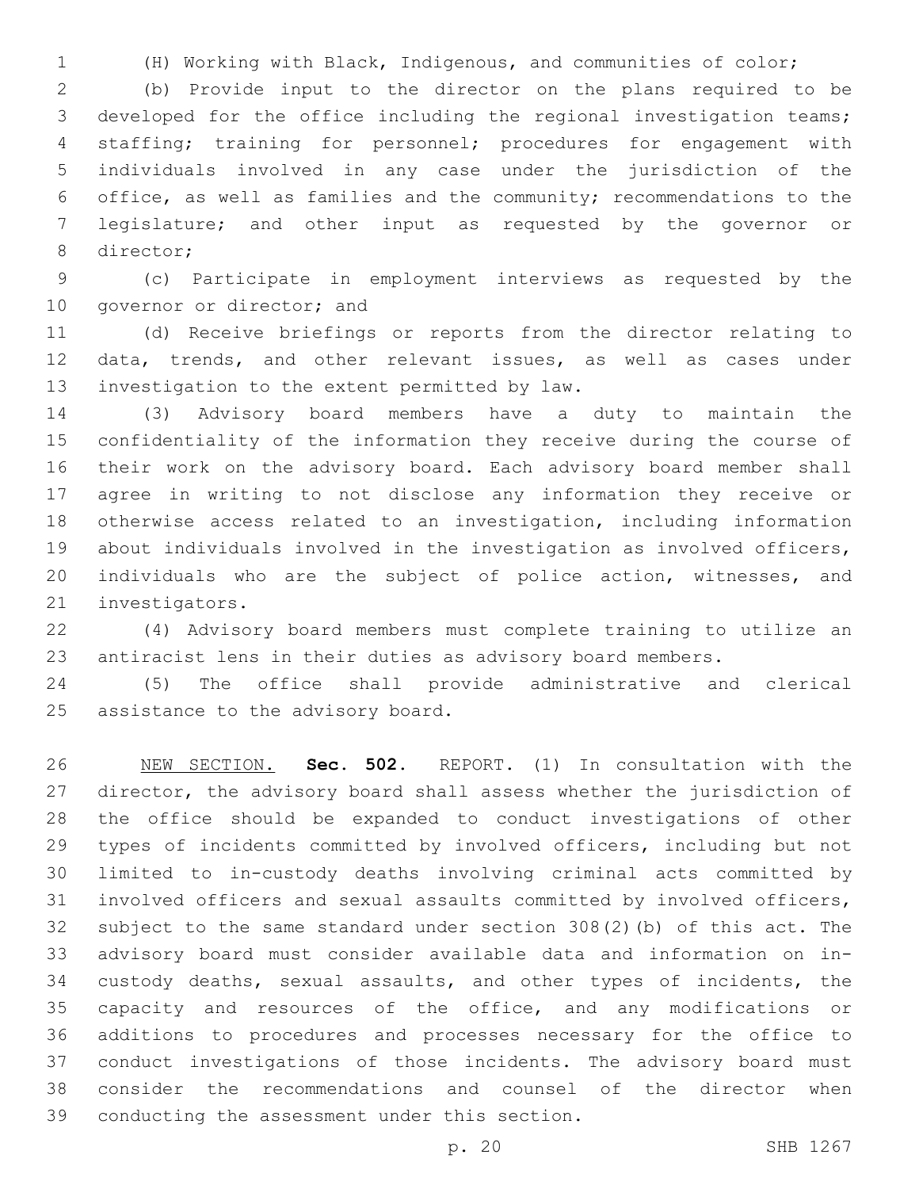(H) Working with Black, Indigenous, and communities of color;

(b) Provide input to the director on the plans required to be developed for the office including the regional investigation teams; staffing; training for personnel; procedures for engagement with individuals involved in any case under the jurisdiction of the office, as well as families and the community; recommendations to the legislature; and other input as requested by the governor or director;

(c) Participate in employment interviews as requested by the governor or director; and

(d) Receive briefings or reports from the director relating to data, trends, and other relevant issues, as well as cases under investigation to the extent permitted by law.

(3) Advisory board members have a duty to maintain the confidentiality of the information they receive during the course of their work on the advisory board. Each advisory board member shall agree in writing to not disclose any information they receive or otherwise access related to an investigation, including information about individuals involved in the investigation as involved officers, individuals who are the subject of police action, witnesses, and investigators.

(4) Advisory board members must complete training to utilize an antiracist lens in their duties as advisory board members.

(5) The office shall provide administrative and clerical assistance to the advisory board.

NEW SECTION. **Sec. 502.** REPORT. (1) In consultation with the director, the advisory board shall assess whether the jurisdiction of the office should be expanded to conduct investigations of other types of incidents committed by involved officers, including but not limited to in-custody deaths involving criminal acts committed by involved officers and sexual assaults committed by involved officers, subject to the same standard under section 308(2)(b) of this act. The advisory board must consider available data and information on in-custody deaths, sexual assaults, and other types of incidents, the capacity and resources of the office, and any modifications or additions to procedures and processes necessary for the office to conduct investigations of those incidents. The advisory board must consider the recommendations and counsel of the director when conducting the assessment under this section.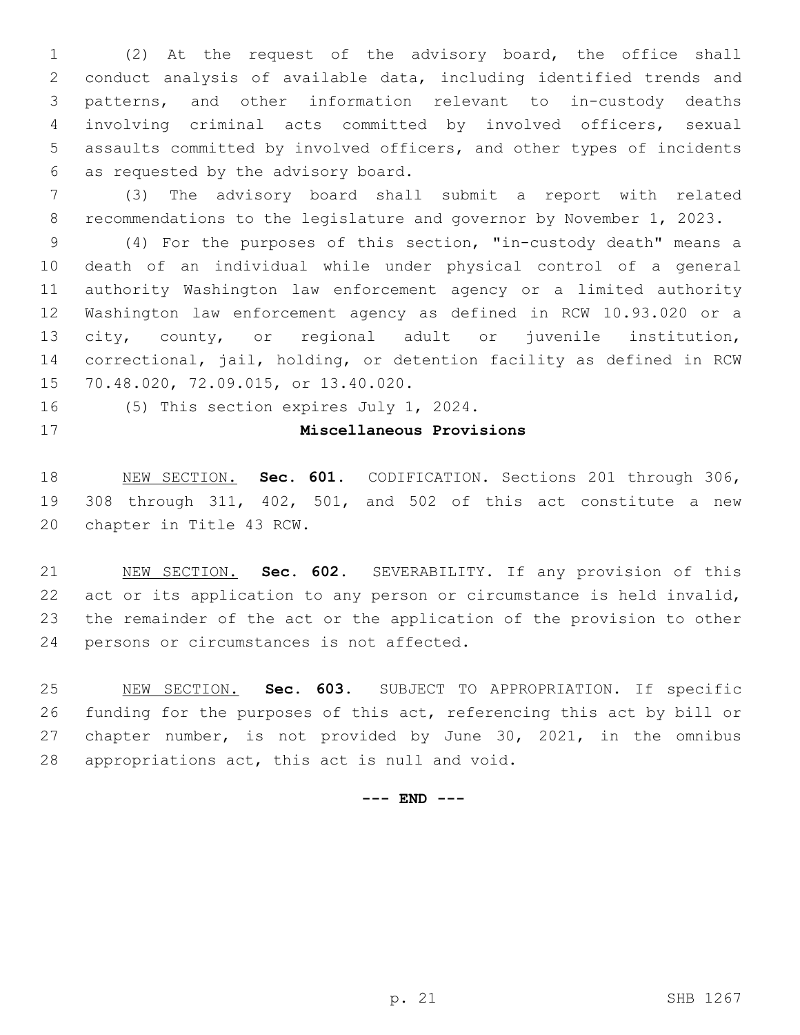(2) At the request of the advisory board, the office shall conduct analysis of available data, including identified trends and patterns, and other information relevant to in-custody deaths involving criminal acts committed by involved officers, sexual assaults committed by involved officers, and other types of incidents as requested by the advisory board.

(3) The advisory board shall submit a report with related recommendations to the legislature and governor by November 1, 2023.

(4) For the purposes of this section, "in-custody death" means a death of an individual while under physical control of a general authority Washington law enforcement agency or a limited authority Washington law enforcement agency as defined in RCW 10.93.020 or a city, county, or regional adult or juvenile institution, correctional, jail, holding, or detention facility as defined in RCW 70.48.020, 72.09.015, or 13.40.020.

(5) This section expires July 1, 2024.

## Miscellaneous Provisions

NEW SECTION. **Sec. 601.** CODIFICATION. Sections 201 through 306, 308 through 311, 402, 501, and 502 of this act constitute a new chapter in Title 43 RCW.

NEW SECTION. **Sec. 602.** SEVERABILITY. If any provision of this act or its application to any person or circumstance is held invalid, the remainder of the act or the application of the provision to other persons or circumstances is not affected.

NEW SECTION. **Sec. 603.** SUBJECT TO APPROPRIATION. If specific funding for the purposes of this act, referencing this act by bill or chapter number, is not provided by June 30, 2021, in the omnibus appropriations act, this act is null and void.

**--- END ---**